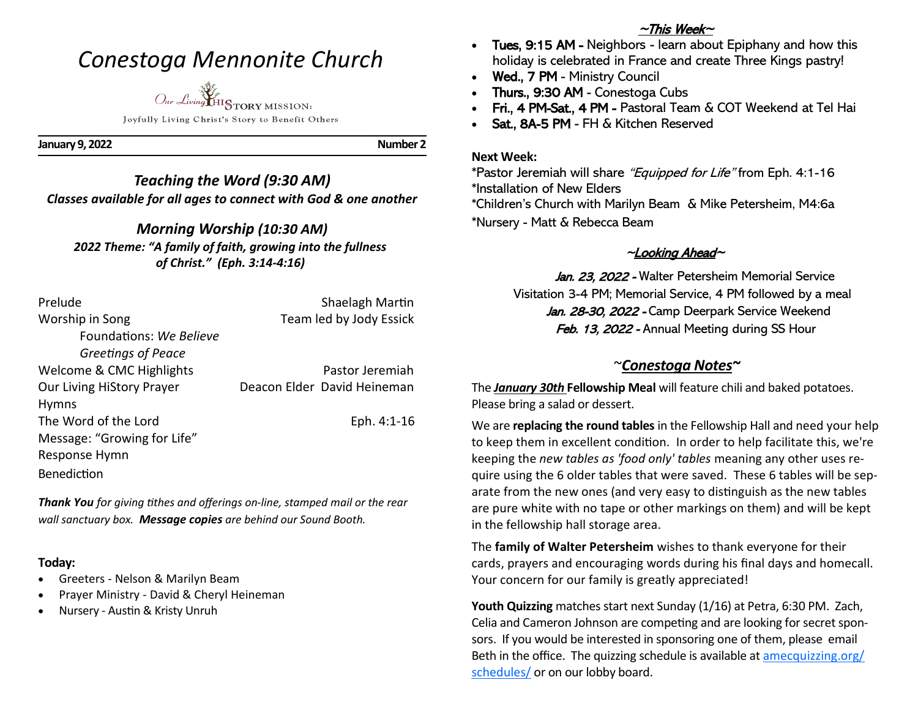# *Conestoga Mennonite Church*

Our Living HiSTORY MISSION:

Joyfully Living Christ's Story to Benefit Others

**January 9, 2022** **Number 2**

## *Teaching the Word (9:30 AM)*

***Classes available for all ages to connect with God & one another***

## *Morning Worship (10:30 AM)*

***2022 Theme: "A family of faith, growing into the fullness of Christ." (Eph. 3:14-4:16)***

| | |
|---|---|
| Prelude | Shaelagh Martin |
| Worship in Song | Team led by Jody Essick |
| Foundations: *We Believe* | |
| *Greetings of Peace* | |
| Welcome & CMC Highlights | Pastor Jeremiah |
| Our Living HiStory Prayer | Deacon Elder David Heineman |
| Hymns | |
| The Word of the Lord | Eph. 4:1-16 |
| Message: "Growing for Life" | |
| Response Hymn | |
| Benediction | |

***Thank You** for giving tithes and offerings on-line, stamped mail or the rear wall sanctuary box. **Message copies** are behind our Sound Booth.*

**Today:**

- Greeters - Nelson & Marilyn Beam
- Prayer Ministry - David & Cheryl Heineman
- Nursery - Austin & Kristy Unruh

## *~This Week~*

- **Tues, 9:15 AM -** Neighbors - learn about Epiphany and how this holiday is celebrated in France and create Three Kings pastry!
- **Wed., 7 PM** - Ministry Council
- **Thurs., 9:30 AM** - Conestoga Cubs
- **Fri., 4 PM-Sat., 4 PM -** Pastoral Team & COT Weekend at Tel Hai
- **Sat., 8A-5 PM** - FH & Kitchen Reserved

**Next Week:**

\*Pastor Jeremiah will share *"Equipped for Life"* from Eph. 4:1-16
\*Installation of New Elders
\*Children's Church with Marilyn Beam & Mike Petersheim, M4:6a
\*Nursery - Matt & Rebecca Beam

## *~Looking Ahead~*

*Jan. 23, 2022 -* Walter Petersheim Memorial Service
Visitation 3-4 PM; Memorial Service, 4 PM followed by a meal
*Jan. 28-30, 2022 -* Camp Deerpark Service Weekend
*Feb. 13, 2022 -* Annual Meeting during SS Hour

## *~Conestoga Notes~*

The ***January 30th* Fellowship Meal** will feature chili and baked potatoes. Please bring a salad or dessert.

We are **replacing the round tables** in the Fellowship Hall and need your help to keep them in excellent condition. In order to help facilitate this, we're keeping the *new tables as 'food only' tables* meaning any other uses require using the 6 older tables that were saved. These 6 tables will be separate from the new ones (and very easy to distinguish as the new tables are pure white with no tape or other markings on them) and will be kept in the fellowship hall storage area.

The **family of Walter Petersheim** wishes to thank everyone for their cards, prayers and encouraging words during his final days and homecall. Your concern for our family is greatly appreciated!

**Youth Quizzing** matches start next Sunday (1/16) at Petra, 6:30 PM. Zach, Celia and Cameron Johnson are competing and are looking for secret sponsors. If you would be interested in sponsoring one of them, please email Beth in the office. The quizzing schedule is available at amecquizzing.org/schedules/ or on our lobby board.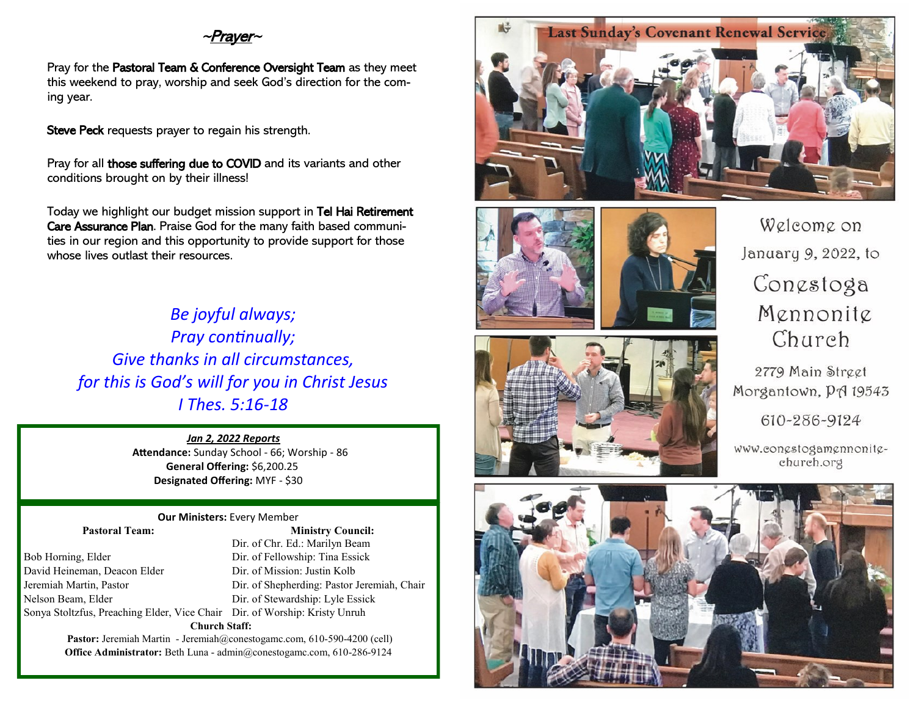## ~Prayer~

Pray for the **Pastoral Team & Conference Oversight Team** as they meet this weekend to pray, worship and seek God's direction for the coming year.

**Steve Peck** requests prayer to regain his strength.

Pray for all **those suffering due to COVID** and its variants and other conditions brought on by their illness!

Today we highlight our budget mission support in **Tel Hai Retirement Care Assurance Plan**. Praise God for the many faith based communities in our region and this opportunity to provide support for those whose lives outlast their resources.

*Be joyful always;*
*Pray continually;*
*Give thanks in all circumstances,*
*for this is God's will for you in Christ Jesus*
*I Thes. 5:16-18*

***Jan 2, 2022 Reports***

**Attendance:** Sunday School - 66; Worship - 86
**General Offering:** $6,200.25
**Designated Offering:** MYF - $30

**Our Ministers:** Every Member

| **Pastoral Team:** | **Ministry Council:** |
|---|---|
| | Dir. of Chr. Ed.: Marilyn Beam |
| Bob Horning, Elder | Dir. of Fellowship: Tina Essick |
| David Heineman, Deacon Elder | Dir. of Mission: Justin Kolb |
| Jeremiah Martin, Pastor | Dir. of Shepherding: Pastor Jeremiah, Chair |
| Nelson Beam, Elder | Dir. of Stewardship: Lyle Essick |
| Sonya Stoltzfus, Preaching Elder, Vice Chair | Dir. of Worship: Kristy Unruh |

**Church Staff:**

**Pastor:** Jeremiah Martin - Jeremiah@conestogamc.com, 610-590-4200 (cell)
**Office Administrator:** Beth Luna - admin@conestogamc.com, 610-286-9124

Last Sunday's Covenant Renewal Service

Welcome on January 9, 2022, to

# Conestoga Mennonite Church

2779 Main Street
Morgantown, PA 19543

610-286-9124

www.conestogamennonite-church.org